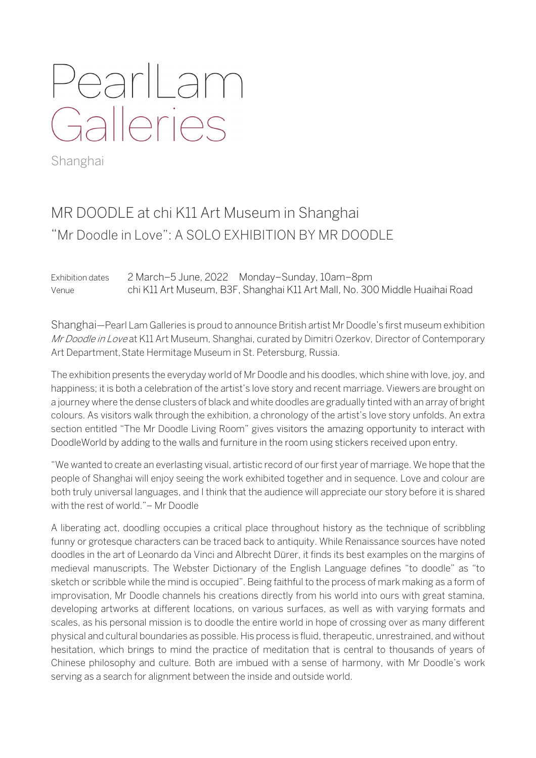PearlLam
Galleries
Shanghai

# MR DOODLE at chi K11 Art Museum in Shanghai

## "Mr Doodle in Love": A SOLO EXHIBITION BY MR DOODLE

| | |
|---|---|
| Exhibition dates | 2 March–5 June, 2022 Monday–Sunday, 10am–8pm |
| Venue | chi K11 Art Museum, B3F, Shanghai K11 Art Mall, No. 300 Middle Huaihai Road |

Shanghai—Pearl Lam Galleries is proud to announce British artist Mr Doodle's first museum exhibition *Mr Doodle in Love* at K11 Art Museum, Shanghai, curated by Dimitri Ozerkov, Director of Contemporary Art Department, State Hermitage Museum in St. Petersburg, Russia.

The exhibition presents the everyday world of Mr Doodle and his doodles, which shine with love, joy, and happiness; it is both a celebration of the artist's love story and recent marriage. Viewers are brought on a journey where the dense clusters of black and white doodles are gradually tinted with an array of bright colours. As visitors walk through the exhibition, a chronology of the artist's love story unfolds. An extra section entitled "The Mr Doodle Living Room" gives visitors the amazing opportunity to interact with DoodleWorld by adding to the walls and furniture in the room using stickers received upon entry.

"We wanted to create an everlasting visual, artistic record of our first year of marriage. We hope that the people of Shanghai will enjoy seeing the work exhibited together and in sequence. Love and colour are both truly universal languages, and I think that the audience will appreciate our story before it is shared with the rest of world."– Mr Doodle

A liberating act, doodling occupies a critical place throughout history as the technique of scribbling funny or grotesque characters can be traced back to antiquity. While Renaissance sources have noted doodles in the art of Leonardo da Vinci and Albrecht Dürer, it finds its best examples on the margins of medieval manuscripts. The Webster Dictionary of the English Language defines "to doodle" as "to sketch or scribble while the mind is occupied". Being faithful to the process of mark making as a form of improvisation, Mr Doodle channels his creations directly from his world into ours with great stamina, developing artworks at different locations, on various surfaces, as well as with varying formats and scales, as his personal mission is to doodle the entire world in hope of crossing over as many different physical and cultural boundaries as possible. His process is fluid, therapeutic, unrestrained, and without hesitation, which brings to mind the practice of meditation that is central to thousands of years of Chinese philosophy and culture. Both are imbued with a sense of harmony, with Mr Doodle's work serving as a search for alignment between the inside and outside world.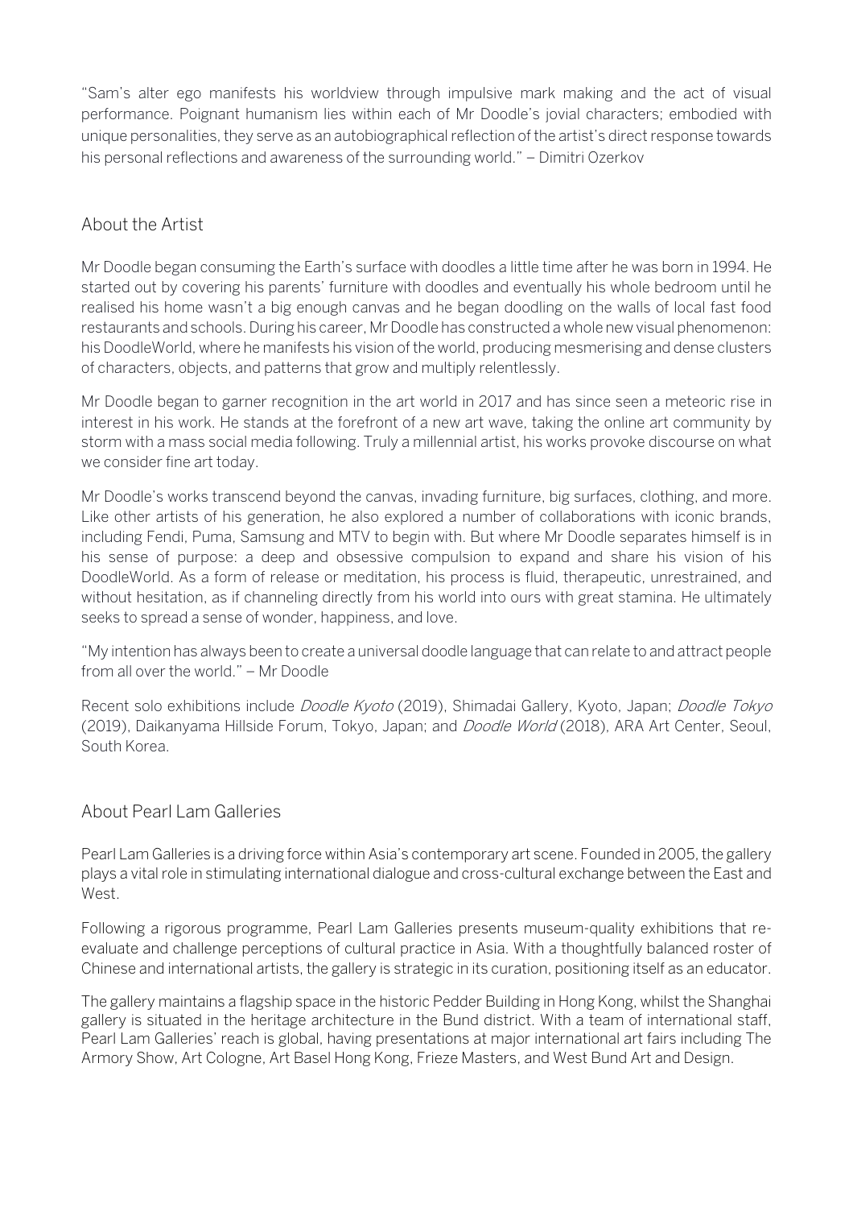"Sam's alter ego manifests his worldview through impulsive mark making and the act of visual performance. Poignant humanism lies within each of Mr Doodle's jovial characters; embodied with unique personalities, they serve as an autobiographical reflection of the artist's direct response towards his personal reflections and awareness of the surrounding world." – Dimitri Ozerkov

## About the Artist

Mr Doodle began consuming the Earth's surface with doodles a little time after he was born in 1994. He started out by covering his parents' furniture with doodles and eventually his whole bedroom until he realised his home wasn't a big enough canvas and he began doodling on the walls of local fast food restaurants and schools. During his career, Mr Doodle has constructed a whole new visual phenomenon: his DoodleWorld, where he manifests his vision of the world, producing mesmerising and dense clusters of characters, objects, and patterns that grow and multiply relentlessly.

Mr Doodle began to garner recognition in the art world in 2017 and has since seen a meteoric rise in interest in his work. He stands at the forefront of a new art wave, taking the online art community by storm with a mass social media following. Truly a millennial artist, his works provoke discourse on what we consider fine art today.

Mr Doodle's works transcend beyond the canvas, invading furniture, big surfaces, clothing, and more. Like other artists of his generation, he also explored a number of collaborations with iconic brands, including Fendi, Puma, Samsung and MTV to begin with. But where Mr Doodle separates himself is in his sense of purpose: a deep and obsessive compulsion to expand and share his vision of his DoodleWorld. As a form of release or meditation, his process is fluid, therapeutic, unrestrained, and without hesitation, as if channeling directly from his world into ours with great stamina. He ultimately seeks to spread a sense of wonder, happiness, and love.

"My intention has always been to create a universal doodle language that can relate to and attract people from all over the world." – Mr Doodle

Recent solo exhibitions include *Doodle Kyoto* (2019), Shimadai Gallery, Kyoto, Japan; *Doodle Tokyo* (2019), Daikanyama Hillside Forum, Tokyo, Japan; and *Doodle World* (2018), ARA Art Center, Seoul, South Korea.

## About Pearl Lam Galleries

Pearl Lam Galleries is a driving force within Asia's contemporary art scene. Founded in 2005, the gallery plays a vital role in stimulating international dialogue and cross-cultural exchange between the East and West.

Following a rigorous programme, Pearl Lam Galleries presents museum-quality exhibitions that re-evaluate and challenge perceptions of cultural practice in Asia. With a thoughtfully balanced roster of Chinese and international artists, the gallery is strategic in its curation, positioning itself as an educator.

The gallery maintains a flagship space in the historic Pedder Building in Hong Kong, whilst the Shanghai gallery is situated in the heritage architecture in the Bund district. With a team of international staff, Pearl Lam Galleries' reach is global, having presentations at major international art fairs including The Armory Show, Art Cologne, Art Basel Hong Kong, Frieze Masters, and West Bund Art and Design.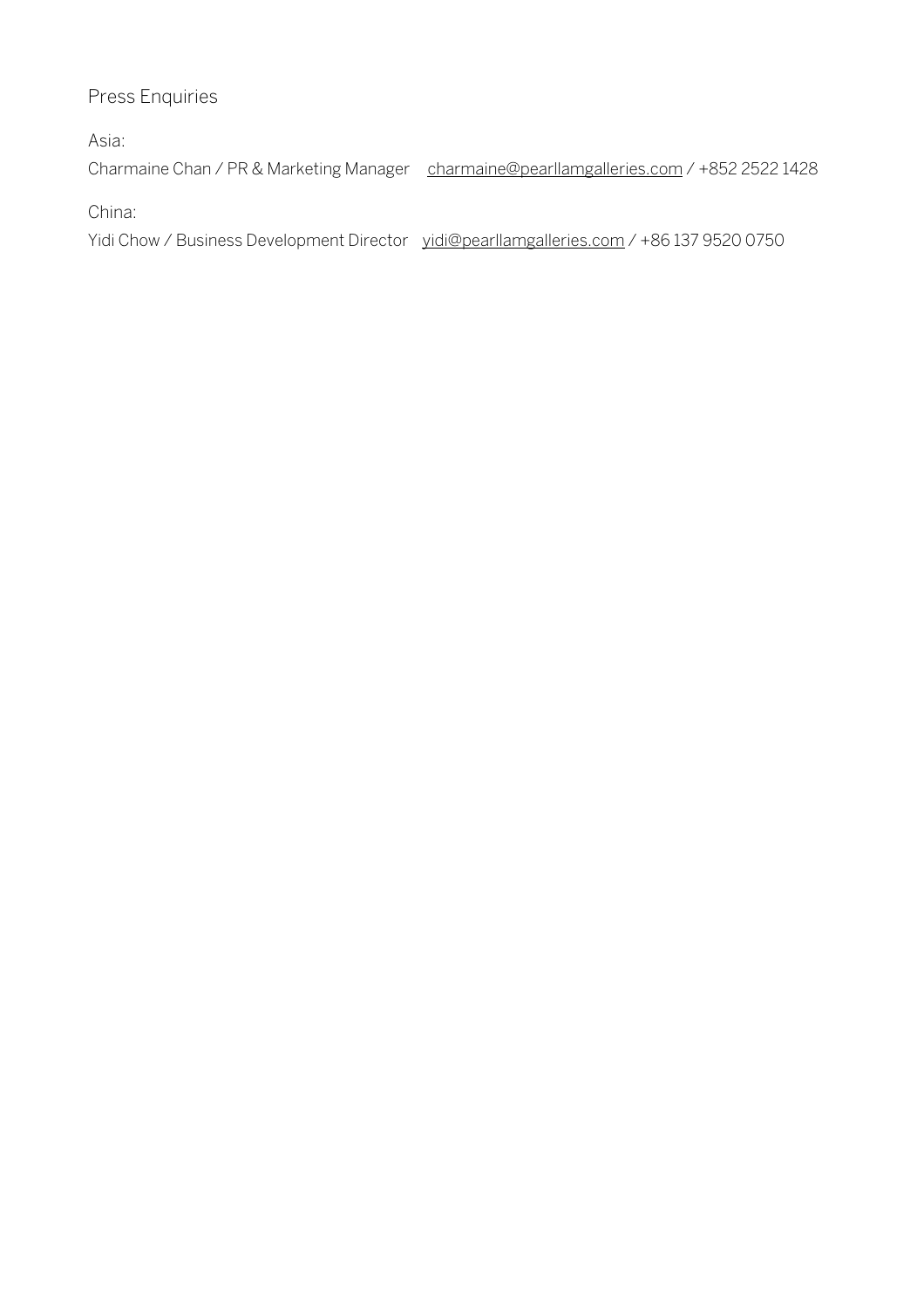Press Enquiries

Asia:

Charmaine Chan / PR & Marketing Manager charmaine@pearllamgalleries.com / +852 2522 1428

China:

Yidi Chow / Business Development Director yidi@pearllamgalleries.com / +86 137 9520 0750